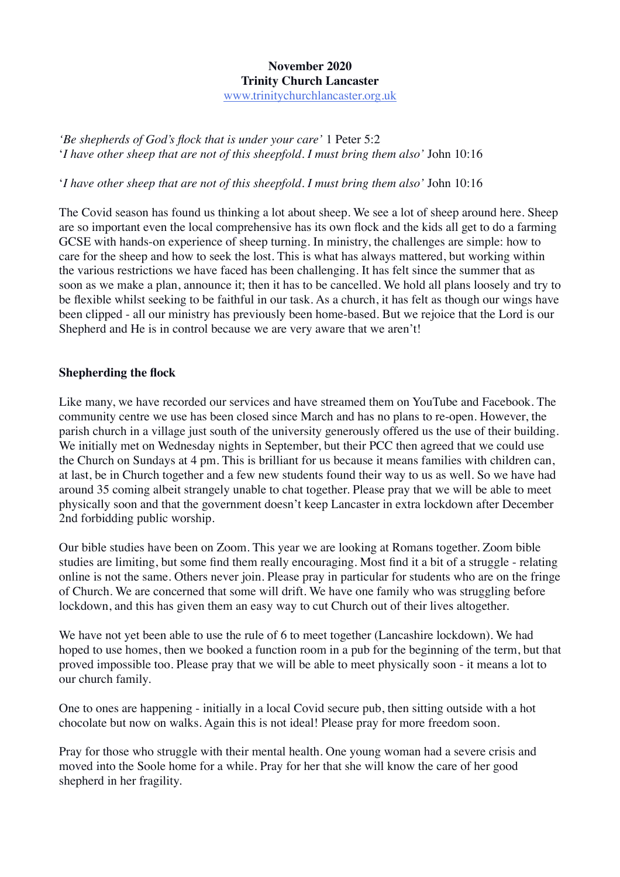**November 2020**
**Trinity Church Lancaster**
www.trinitychurchlancaster.org.uk

*'Be shepherds of God's flock that is under your care'* 1 Peter 5:2
'*I have other sheep that are not of this sheepfold. I must bring them also'* John 10:16

'*I have other sheep that are not of this sheepfold. I must bring them also'* John 10:16

The Covid season has found us thinking a lot about sheep. We see a lot of sheep around here. Sheep are so important even the local comprehensive has its own flock and the kids all get to do a farming GCSE with hands-on experience of sheep turning. In ministry, the challenges are simple: how to care for the sheep and how to seek the lost. This is what has always mattered, but working within the various restrictions we have faced has been challenging. It has felt since the summer that as soon as we make a plan, announce it; then it has to be cancelled. We hold all plans loosely and try to be flexible whilst seeking to be faithful in our task. As a church, it has felt as though our wings have been clipped - all our ministry has previously been home-based. But we rejoice that the Lord is our Shepherd and He is in control because we are very aware that we aren't!

**Shepherding the flock**

Like many, we have recorded our services and have streamed them on YouTube and Facebook. The community centre we use has been closed since March and has no plans to re-open. However, the parish church in a village just south of the university generously offered us the use of their building. We initially met on Wednesday nights in September, but their PCC then agreed that we could use the Church on Sundays at 4 pm. This is brilliant for us because it means families with children can, at last, be in Church together and a few new students found their way to us as well. So we have had around 35 coming albeit strangely unable to chat together. Please pray that we will be able to meet physically soon and that the government doesn't keep Lancaster in extra lockdown after December 2nd forbidding public worship.

Our bible studies have been on Zoom. This year we are looking at Romans together. Zoom bible studies are limiting, but some find them really encouraging. Most find it a bit of a struggle - relating online is not the same. Others never join. Please pray in particular for students who are on the fringe of Church. We are concerned that some will drift. We have one family who was struggling before lockdown, and this has given them an easy way to cut Church out of their lives altogether.

We have not yet been able to use the rule of 6 to meet together (Lancashire lockdown). We had hoped to use homes, then we booked a function room in a pub for the beginning of the term, but that proved impossible too. Please pray that we will be able to meet physically soon - it means a lot to our church family.

One to ones are happening - initially in a local Covid secure pub, then sitting outside with a hot chocolate but now on walks. Again this is not ideal! Please pray for more freedom soon.

Pray for those who struggle with their mental health. One young woman had a severe crisis and moved into the Soole home for a while. Pray for her that she will know the care of her good shepherd in her fragility.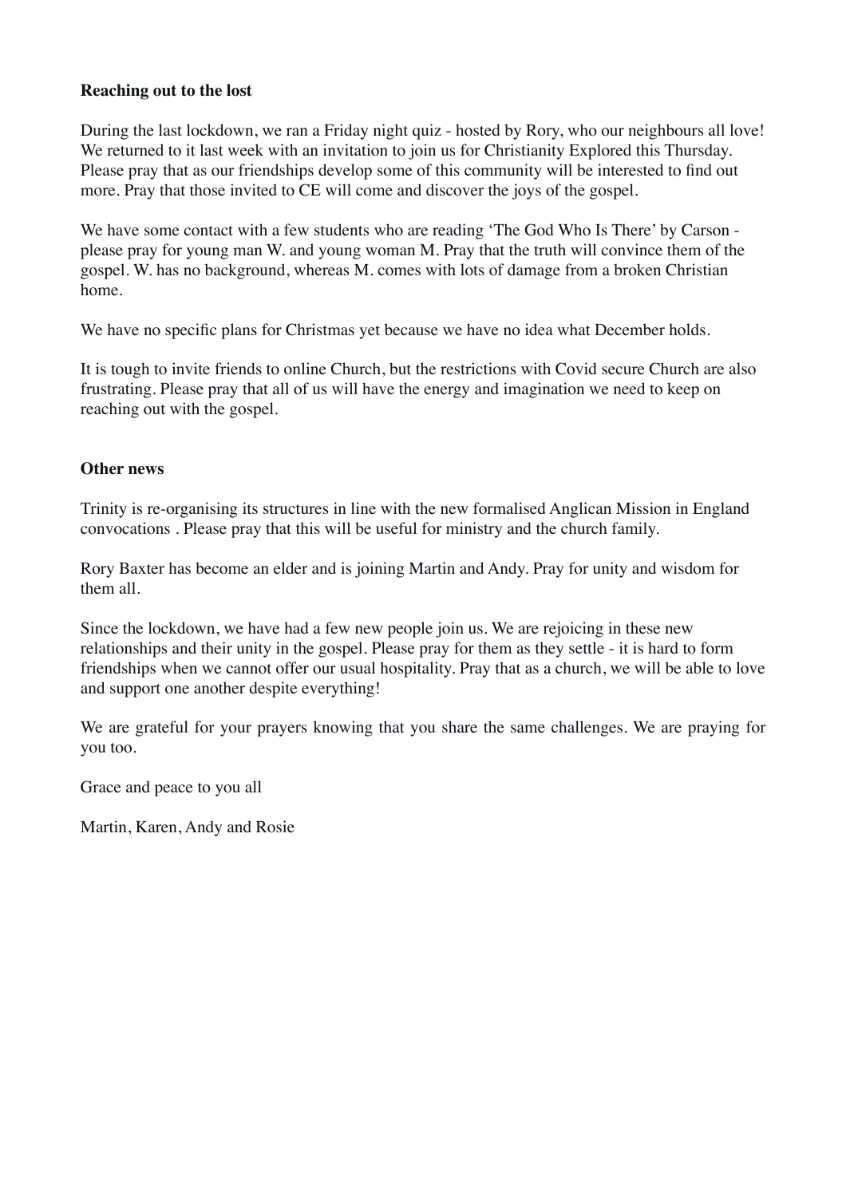**Reaching out to the lost**

During the last lockdown, we ran a Friday night quiz - hosted by Rory, who our neighbours all love! We returned to it last week with an invitation to join us for Christianity Explored this Thursday. Please pray that as our friendships develop some of this community will be interested to find out more. Pray that those invited to CE will come and discover the joys of the gospel.

We have some contact with a few students who are reading 'The God Who Is There' by Carson - please pray for young man W. and young woman M. Pray that the truth will convince them of the gospel. W. has no background, whereas M. comes with lots of damage from a broken Christian home.

We have no specific plans for Christmas yet because we have no idea what December holds.

It is tough to invite friends to online Church, but the restrictions with Covid secure Church are also frustrating. Please pray that all of us will have the energy and imagination we need to keep on reaching out with the gospel.

**Other news**

Trinity is re-organising its structures in line with the new formalised Anglican Mission in England convocations . Please pray that this will be useful for ministry and the church family.

Rory Baxter has become an elder and is joining Martin and Andy. Pray for unity and wisdom for them all.

Since the lockdown, we have had a few new people join us. We are rejoicing in these new relationships and their unity in the gospel. Please pray for them as they settle - it is hard to form friendships when we cannot offer our usual hospitality. Pray that as a church, we will be able to love and support one another despite everything!

We are grateful for your prayers knowing that you share the same challenges. We are praying for you too.

Grace and peace to you all

Martin, Karen, Andy and Rosie